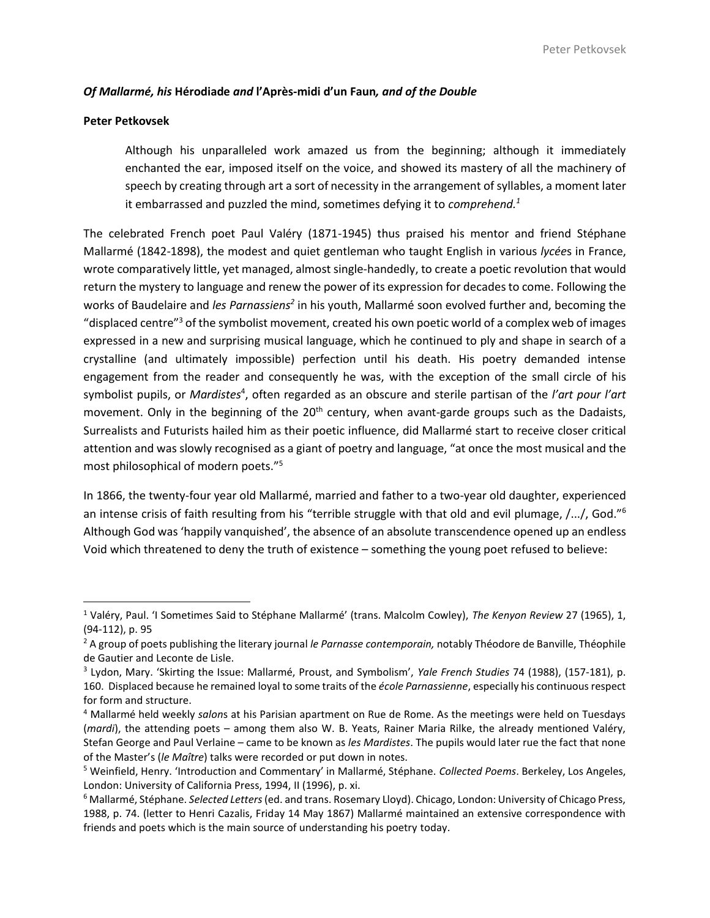***Of Mallarmé, his* Hérodiade *and* l'Après-midi d'un Faun*, and of the Double***

**Peter Petkovsek**

> Although his unparalleled work amazed us from the beginning; although it immediately enchanted the ear, imposed itself on the voice, and showed its mastery of all the machinery of speech by creating through art a sort of necessity in the arrangement of syllables, a moment later it embarrassed and puzzled the mind, sometimes defying it to *comprehend.*[1]

The celebrated French poet Paul Valéry (1871-1945) thus praised his mentor and friend Stéphane Mallarmé (1842-1898), the modest and quiet gentleman who taught English in various *lycée*s in France, wrote comparatively little, yet managed, almost single-handedly, to create a poetic revolution that would return the mystery to language and renew the power of its expression for decades to come. Following the works of Baudelaire and *les Parnassiens*[2] in his youth, Mallarmé soon evolved further and, becoming the "displaced centre"[3] of the symbolist movement, created his own poetic world of a complex web of images expressed in a new and surprising musical language, which he continued to ply and shape in search of a crystalline (and ultimately impossible) perfection until his death. His poetry demanded intense engagement from the reader and consequently he was, with the exception of the small circle of his symbolist pupils, or *Mardistes*[4], often regarded as an obscure and sterile partisan of the *l'art pour l'art* movement. Only in the beginning of the 20th century, when avant-garde groups such as the Dadaists, Surrealists and Futurists hailed him as their poetic influence, did Mallarmé start to receive closer critical attention and was slowly recognised as a giant of poetry and language, "at once the most musical and the most philosophical of modern poets."[5]

In 1866, the twenty-four year old Mallarmé, married and father to a two-year old daughter, experienced an intense crisis of faith resulting from his "terrible struggle with that old and evil plumage, /.../, God."[6] Although God was 'happily vanquished', the absence of an absolute transcendence opened up an endless Void which threatened to deny the truth of existence – something the young poet refused to believe:

---

[1] Valéry, Paul. 'I Sometimes Said to Stéphane Mallarmé' (trans. Malcolm Cowley), *The Kenyon Review* 27 (1965), 1, (94-112), p. 95

[2] A group of poets publishing the literary journal *le Parnasse contemporain,* notably Théodore de Banville, Théophile de Gautier and Leconte de Lisle.

[3] Lydon, Mary. 'Skirting the Issue: Mallarmé, Proust, and Symbolism', *Yale French Studies* 74 (1988), (157-181), p. 160. Displaced because he remained loyal to some traits of the *école Parnassienne*, especially his continuous respect for form and structure.

[4] Mallarmé held weekly *salon*s at his Parisian apartment on Rue de Rome. As the meetings were held on Tuesdays (*mardi*), the attending poets – among them also W. B. Yeats, Rainer Maria Rilke, the already mentioned Valéry, Stefan George and Paul Verlaine – came to be known as *les Mardistes*. The pupils would later rue the fact that none of the Master's (*le Maître*) talks were recorded or put down in notes.

[5] Weinfield, Henry. 'Introduction and Commentary' in Mallarmé, Stéphane. *Collected Poems*. Berkeley, Los Angeles, London: University of California Press, 1994, II (1996), p. xi.

[6] Mallarmé, Stéphane. *Selected Letters* (ed. and trans. Rosemary Lloyd). Chicago, London: University of Chicago Press, 1988, p. 74. (letter to Henri Cazalis, Friday 14 May 1867) Mallarmé maintained an extensive correspondence with friends and poets which is the main source of understanding his poetry today.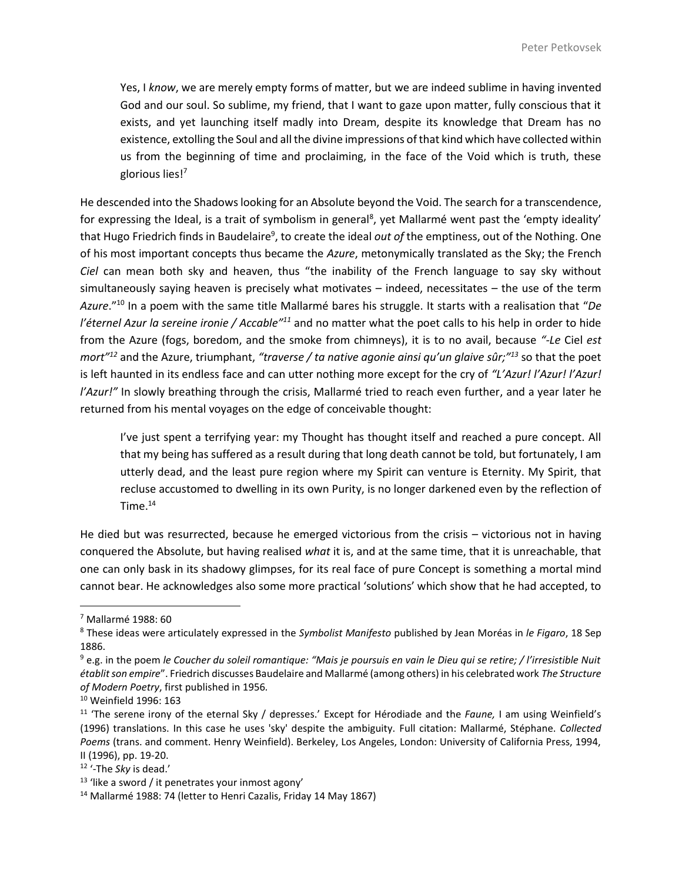> Yes, I *know*, we are merely empty forms of matter, but we are indeed sublime in having invented God and our soul. So sublime, my friend, that I want to gaze upon matter, fully conscious that it exists, and yet launching itself madly into Dream, despite its knowledge that Dream has no existence, extolling the Soul and all the divine impressions of that kind which have collected within us from the beginning of time and proclaiming, in the face of the Void which is truth, these glorious lies![7]

He descended into the Shadows looking for an Absolute beyond the Void. The search for a transcendence, for expressing the Ideal, is a trait of symbolism in general[8], yet Mallarmé went past the 'empty ideality' that Hugo Friedrich finds in Baudelaire[9], to create the ideal *out of* the emptiness, out of the Nothing. One of his most important concepts thus became the *Azure*, metonymically translated as the Sky; the French *Ciel* can mean both sky and heaven, thus "the inability of the French language to say sky without simultaneously saying heaven is precisely what motivates – indeed, necessitates – the use of the term *Azure*."[10] In a poem with the same title Mallarmé bares his struggle. It starts with a realisation that "*De l'éternel Azur la sereine ironie / Accable"*[11] and no matter what the poet calls to his help in order to hide from the Azure (fogs, boredom, and the smoke from chimneys), it is to no avail, because *"-Le* Ciel *est mort"*[12] and the Azure, triumphant, *"traverse / ta native agonie ainsi qu'un glaive sûr;"*[13] so that the poet is left haunted in its endless face and can utter nothing more except for the cry of *"L'Azur! l'Azur! l'Azur! l'Azur!"* In slowly breathing through the crisis, Mallarmé tried to reach even further, and a year later he returned from his mental voyages on the edge of conceivable thought:

> I've just spent a terrifying year: my Thought has thought itself and reached a pure concept. All that my being has suffered as a result during that long death cannot be told, but fortunately, I am utterly dead, and the least pure region where my Spirit can venture is Eternity. My Spirit, that recluse accustomed to dwelling in its own Purity, is no longer darkened even by the reflection of Time.[14]

He died but was resurrected, because he emerged victorious from the crisis – victorious not in having conquered the Absolute, but having realised *what* it is, and at the same time, that it is unreachable, that one can only bask in its shadowy glimpses, for its real face of pure Concept is something a mortal mind cannot bear. He acknowledges also some more practical 'solutions' which show that he had accepted, to

---

[7] Mallarmé 1988: 60

[8] These ideas were articulately expressed in the *Symbolist Manifesto* published by Jean Moréas in *le Figaro*, 18 Sep 1886.

[9] e.g. in the poem *le Coucher du soleil romantique: "Mais je poursuis en vain le Dieu qui se retire; / l'irresistible Nuit établit son empire*". Friedrich discusses Baudelaire and Mallarmé (among others) in his celebrated work *The Structure of Modern Poetry*, first published in 1956.

[10] Weinfield 1996: 163

[11] 'The serene irony of the eternal Sky / depresses.' Except for Hérodiade and the *Faune,* I am using Weinfield's (1996) translations. In this case he uses 'sky' despite the ambiguity. Full citation: Mallarmé, Stéphane. *Collected Poems* (trans. and comment. Henry Weinfield). Berkeley, Los Angeles, London: University of California Press, 1994, II (1996), pp. 19-20.

[12] '-The *Sky* is dead.'

[13] 'like a sword / it penetrates your inmost agony'

[14] Mallarmé 1988: 74 (letter to Henri Cazalis, Friday 14 May 1867)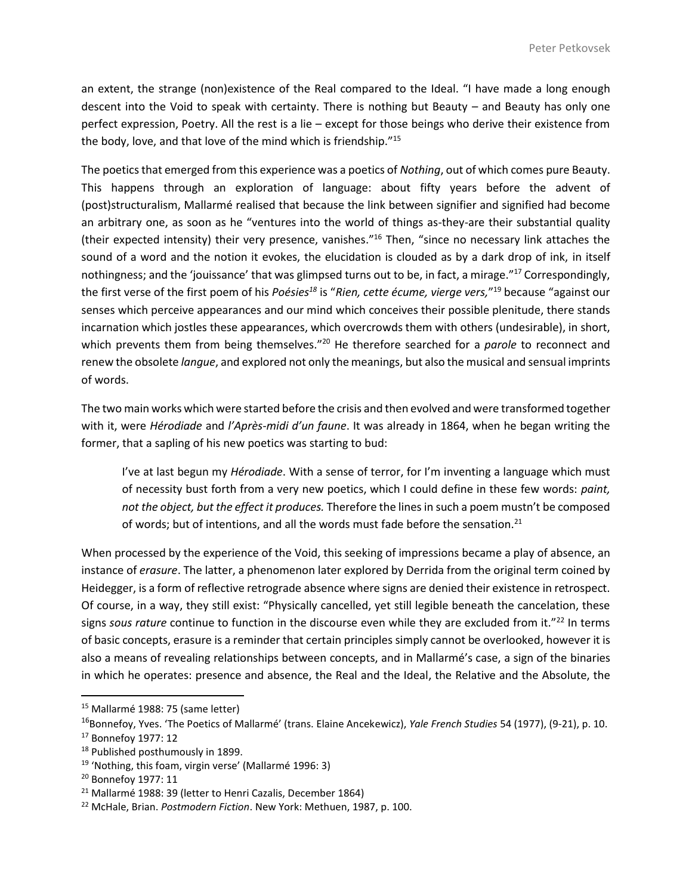an extent, the strange (non)existence of the Real compared to the Ideal. "I have made a long enough descent into the Void to speak with certainty. There is nothing but Beauty – and Beauty has only one perfect expression, Poetry. All the rest is a lie – except for those beings who derive their existence from the body, love, and that love of the mind which is friendship."[15]

The poetics that emerged from this experience was a poetics of *Nothing*, out of which comes pure Beauty. This happens through an exploration of language: about fifty years before the advent of (post)structuralism, Mallarmé realised that because the link between signifier and signified had become an arbitrary one, as soon as he "ventures into the world of things as-they-are their substantial quality (their expected intensity) their very presence, vanishes."[16] Then, "since no necessary link attaches the sound of a word and the notion it evokes, the elucidation is clouded as by a dark drop of ink, in itself nothingness; and the 'jouissance' that was glimpsed turns out to be, in fact, a mirage."[17] Correspondingly, the first verse of the first poem of his *Poésies*[18] is "*Rien, cette écume, vierge vers,*"[19] because "against our senses which perceive appearances and our mind which conceives their possible plenitude, there stands incarnation which jostles these appearances, which overcrowds them with others (undesirable), in short, which prevents them from being themselves."[20] He therefore searched for a *parole* to reconnect and renew the obsolete *langue*, and explored not only the meanings, but also the musical and sensual imprints of words.

The two main works which were started before the crisis and then evolved and were transformed together with it, were *Hérodiade* and *l'Après-midi d'un faune*. It was already in 1864, when he began writing the former, that a sapling of his new poetics was starting to bud:

> I've at last begun my *Hérodiade*. With a sense of terror, for I'm inventing a language which must of necessity bust forth from a very new poetics, which I could define in these few words: *paint, not the object, but the effect it produces.* Therefore the lines in such a poem mustn't be composed of words; but of intentions, and all the words must fade before the sensation.[21]

When processed by the experience of the Void, this seeking of impressions became a play of absence, an instance of *erasure*. The latter, a phenomenon later explored by Derrida from the original term coined by Heidegger, is a form of reflective retrograde absence where signs are denied their existence in retrospect. Of course, in a way, they still exist: "Physically cancelled, yet still legible beneath the cancelation, these signs *sous rature* continue to function in the discourse even while they are excluded from it."[22] In terms of basic concepts, erasure is a reminder that certain principles simply cannot be overlooked, however it is also a means of revealing relationships between concepts, and in Mallarmé's case, a sign of the binaries in which he operates: presence and absence, the Real and the Ideal, the Relative and the Absolute, the

---

[15] Mallarmé 1988: 75 (same letter)

[16] Bonnefoy, Yves. 'The Poetics of Mallarmé' (trans. Elaine Ancekewicz), *Yale French Studies* 54 (1977), (9-21), p. 10.

[17] Bonnefoy 1977: 12

[18] Published posthumously in 1899.

[19] 'Nothing, this foam, virgin verse' (Mallarmé 1996: 3)

[20] Bonnefoy 1977: 11

[21] Mallarmé 1988: 39 (letter to Henri Cazalis, December 1864)

[22] McHale, Brian. *Postmodern Fiction*. New York: Methuen, 1987, p. 100.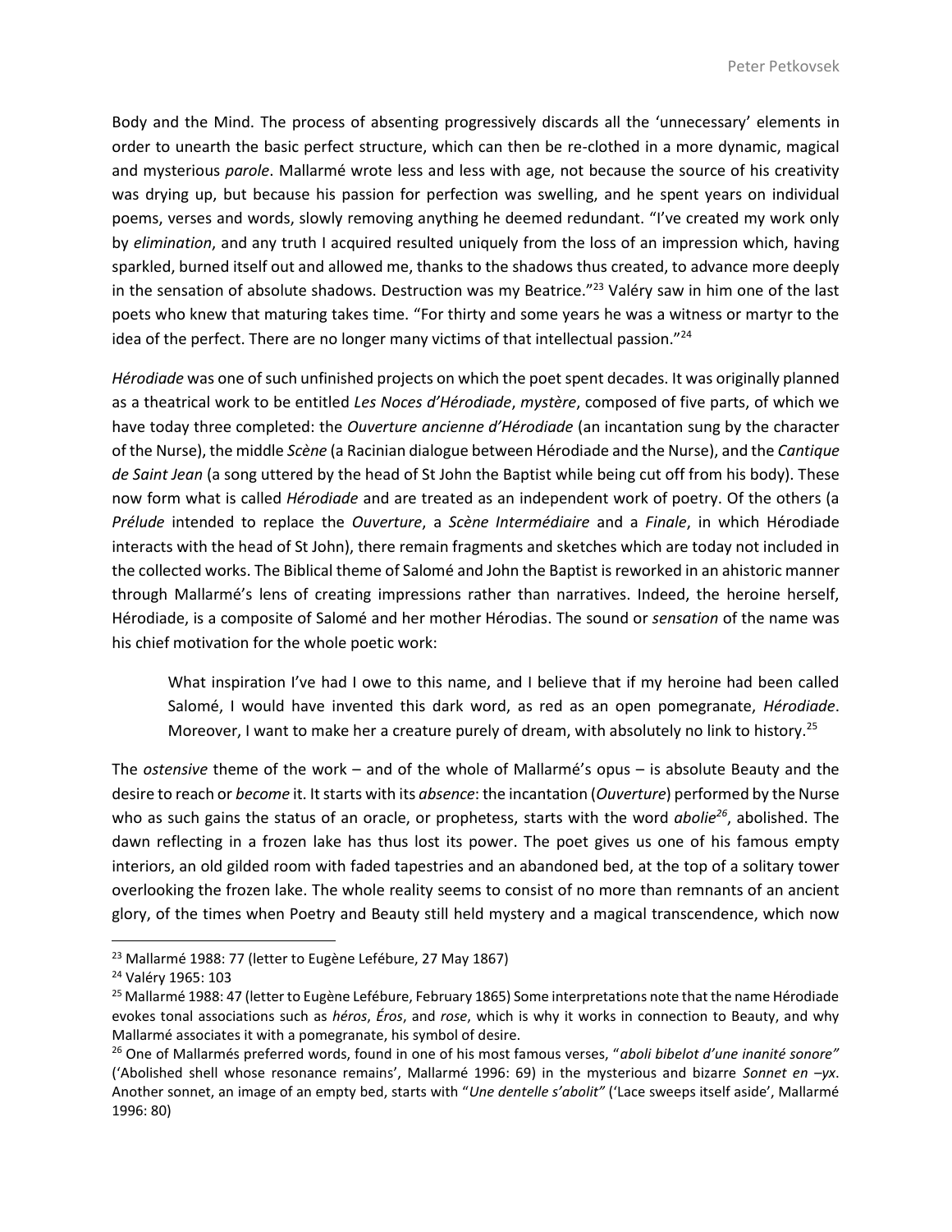Body and the Mind. The process of absenting progressively discards all the 'unnecessary' elements in order to unearth the basic perfect structure, which can then be re-clothed in a more dynamic, magical and mysterious *parole*. Mallarmé wrote less and less with age, not because the source of his creativity was drying up, but because his passion for perfection was swelling, and he spent years on individual poems, verses and words, slowly removing anything he deemed redundant. "I've created my work only by *elimination*, and any truth I acquired resulted uniquely from the loss of an impression which, having sparkled, burned itself out and allowed me, thanks to the shadows thus created, to advance more deeply in the sensation of absolute shadows. Destruction was my Beatrice."[23] Valéry saw in him one of the last poets who knew that maturing takes time. "For thirty and some years he was a witness or martyr to the idea of the perfect. There are no longer many victims of that intellectual passion."[24]

*Hérodiade* was one of such unfinished projects on which the poet spent decades. It was originally planned as a theatrical work to be entitled *Les Noces d'Hérodiade*, *mystère*, composed of five parts, of which we have today three completed: the *Ouverture ancienne d'Hérodiade* (an incantation sung by the character of the Nurse), the middle *Scène* (a Racinian dialogue between Hérodiade and the Nurse), and the *Cantique de Saint Jean* (a song uttered by the head of St John the Baptist while being cut off from his body). These now form what is called *Hérodiade* and are treated as an independent work of poetry. Of the others (a *Prélude* intended to replace the *Ouverture*, a *Scène Intermédiaire* and a *Finale*, in which Hérodiade interacts with the head of St John), there remain fragments and sketches which are today not included in the collected works. The Biblical theme of Salomé and John the Baptist is reworked in an ahistoric manner through Mallarmé's lens of creating impressions rather than narratives. Indeed, the heroine herself, Hérodiade, is a composite of Salomé and her mother Hérodias. The sound or *sensation* of the name was his chief motivation for the whole poetic work:

> What inspiration I've had I owe to this name, and I believe that if my heroine had been called Salomé, I would have invented this dark word, as red as an open pomegranate, *Hérodiade*. Moreover, I want to make her a creature purely of dream, with absolutely no link to history.[25]

The *ostensive* theme of the work – and of the whole of Mallarmé's opus – is absolute Beauty and the desire to reach or *become* it. It starts with its *absence*: the incantation (*Ouverture*) performed by the Nurse who as such gains the status of an oracle, or prophetess, starts with the word *abolie*[26], abolished. The dawn reflecting in a frozen lake has thus lost its power. The poet gives us one of his famous empty interiors, an old gilded room with faded tapestries and an abandoned bed, at the top of a solitary tower overlooking the frozen lake. The whole reality seems to consist of no more than remnants of an ancient glory, of the times when Poetry and Beauty still held mystery and a magical transcendence, which now

---

[23] Mallarmé 1988: 77 (letter to Eugène Lefébure, 27 May 1867)

[24] Valéry 1965: 103

[25] Mallarmé 1988: 47 (letter to Eugène Lefébure, February 1865) Some interpretations note that the name Hérodiade evokes tonal associations such as *héros*, *Éros*, and *rose*, which is why it works in connection to Beauty, and why Mallarmé associates it with a pomegranate, his symbol of desire.

[26] One of Mallarmés preferred words, found in one of his most famous verses, "*aboli bibelot d'une inanité sonore"* ('Abolished shell whose resonance remains', Mallarmé 1996: 69) in the mysterious and bizarre *Sonnet en –yx*. Another sonnet, an image of an empty bed, starts with "*Une dentelle s'abolit"* ('Lace sweeps itself aside', Mallarmé 1996: 80)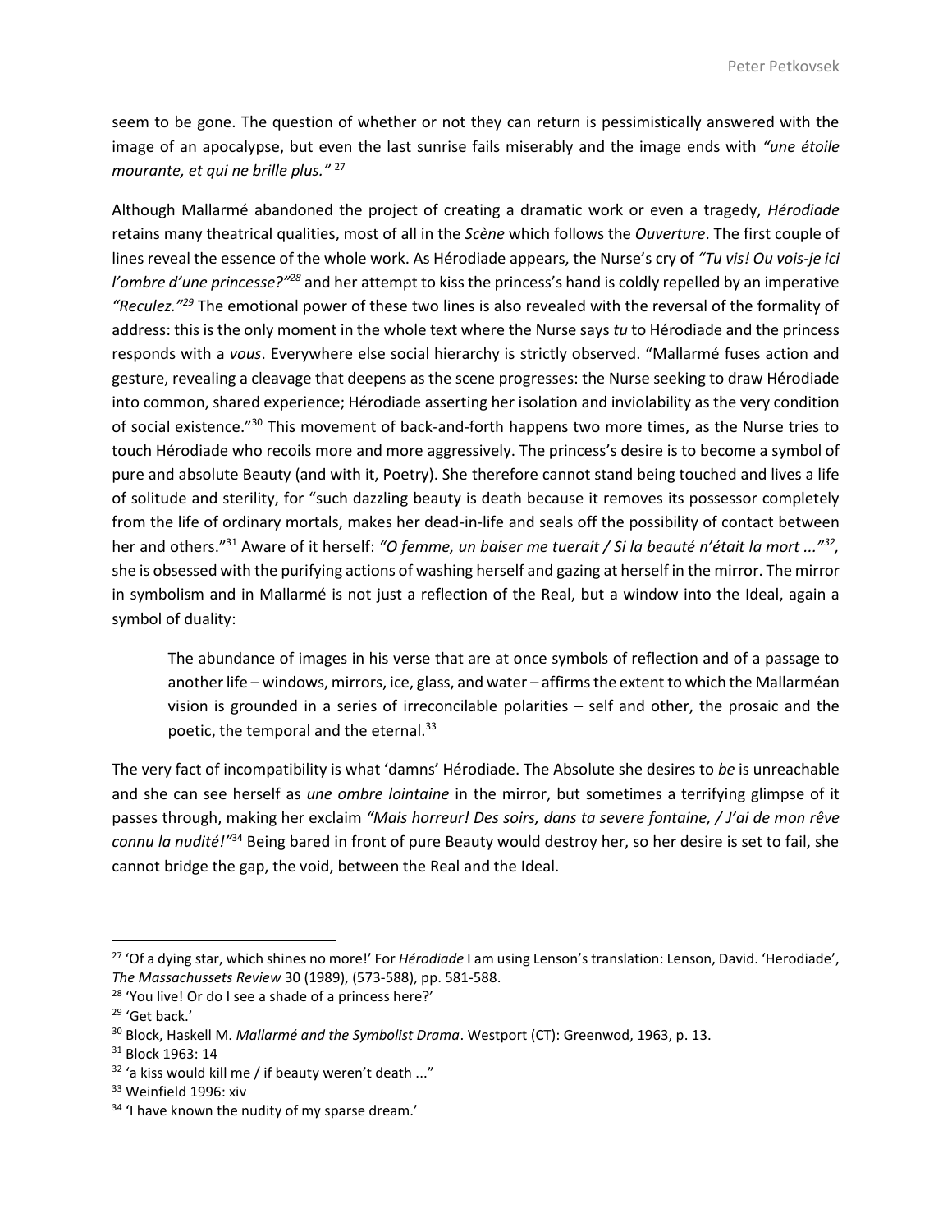seem to be gone. The question of whether or not they can return is pessimistically answered with the image of an apocalypse, but even the last sunrise fails miserably and the image ends with *"une étoile mourante, et qui ne brille plus."* [27]

Although Mallarmé abandoned the project of creating a dramatic work or even a tragedy, *Hérodiade* retains many theatrical qualities, most of all in the *Scène* which follows the *Ouverture*. The first couple of lines reveal the essence of the whole work. As Hérodiade appears, the Nurse's cry of *"Tu vis! Ou vois-je ici l'ombre d'une princesse?"*[28] and her attempt to kiss the princess's hand is coldly repelled by an imperative *"Reculez."*[29] The emotional power of these two lines is also revealed with the reversal of the formality of address: this is the only moment in the whole text where the Nurse says *tu* to Hérodiade and the princess responds with a *vous*. Everywhere else social hierarchy is strictly observed. "Mallarmé fuses action and gesture, revealing a cleavage that deepens as the scene progresses: the Nurse seeking to draw Hérodiade into common, shared experience; Hérodiade asserting her isolation and inviolability as the very condition of social existence."[30] This movement of back-and-forth happens two more times, as the Nurse tries to touch Hérodiade who recoils more and more aggressively. The princess's desire is to become a symbol of pure and absolute Beauty (and with it, Poetry). She therefore cannot stand being touched and lives a life of solitude and sterility, for "such dazzling beauty is death because it removes its possessor completely from the life of ordinary mortals, makes her dead-in-life and seals off the possibility of contact between her and others."[31] Aware of it herself: *"O femme, un baiser me tuerait / Si la beauté n'était la mort ..."*[32], she is obsessed with the purifying actions of washing herself and gazing at herself in the mirror. The mirror in symbolism and in Mallarmé is not just a reflection of the Real, but a window into the Ideal, again a symbol of duality:

> The abundance of images in his verse that are at once symbols of reflection and of a passage to another life – windows, mirrors, ice, glass, and water – affirms the extent to which the Mallarméan vision is grounded in a series of irreconcilable polarities – self and other, the prosaic and the poetic, the temporal and the eternal.[33]

The very fact of incompatibility is what 'damns' Hérodiade. The Absolute she desires to *be* is unreachable and she can see herself as *une ombre lointaine* in the mirror, but sometimes a terrifying glimpse of it passes through, making her exclaim *"Mais horreur! Des soirs, dans ta severe fontaine, / J'ai de mon rêve connu la nudité!"*[34] Being bared in front of pure Beauty would destroy her, so her desire is set to fail, she cannot bridge the gap, the void, between the Real and the Ideal.

---

[27] 'Of a dying star, which shines no more!' For *Hérodiade* I am using Lenson's translation: Lenson, David. 'Herodiade', *The Massachussets Review* 30 (1989), (573-588), pp. 581-588.

[28] 'You live! Or do I see a shade of a princess here?'

[29] 'Get back.'

[30] Block, Haskell M. *Mallarmé and the Symbolist Drama*. Westport (CT): Greenwod, 1963, p. 13.

[31] Block 1963: 14

[32] 'a kiss would kill me / if beauty weren't death ..."

[33] Weinfield 1996: xiv

[34] 'I have known the nudity of my sparse dream.'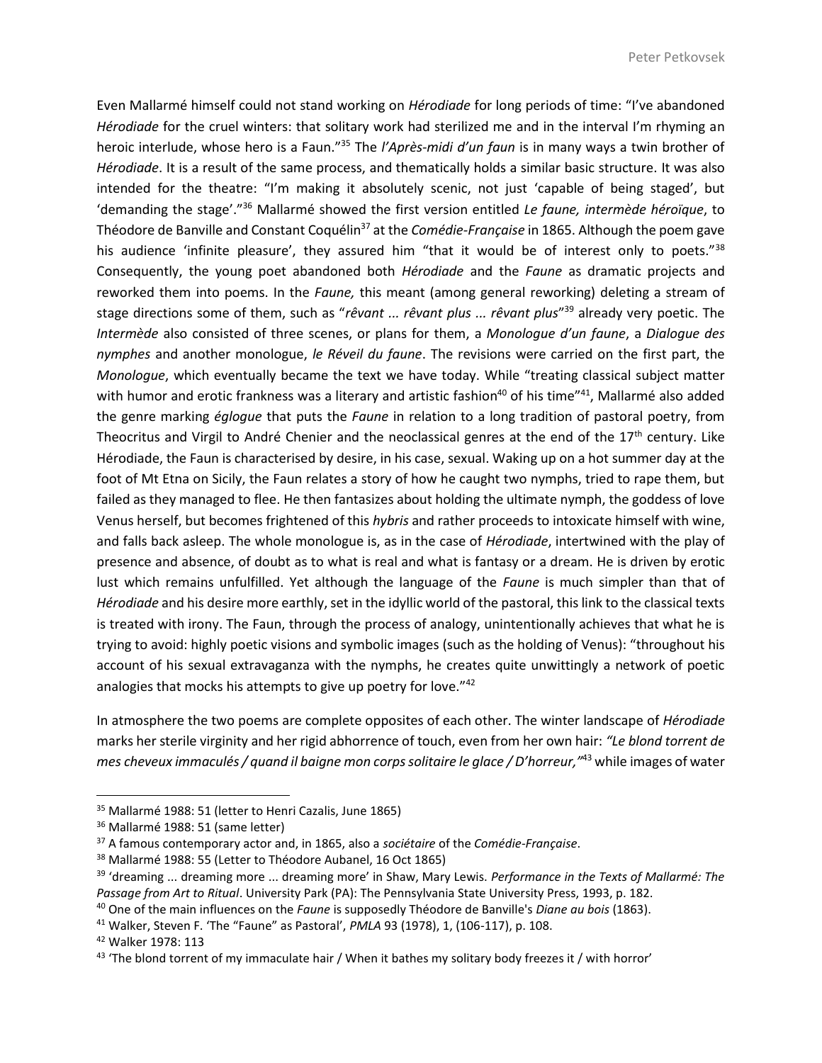Even Mallarmé himself could not stand working on *Hérodiade* for long periods of time: "I've abandoned *Hérodiade* for the cruel winters: that solitary work had sterilized me and in the interval I'm rhyming an heroic interlude, whose hero is a Faun."[35] The *l'Après-midi d'un faun* is in many ways a twin brother of *Hérodiade*. It is a result of the same process, and thematically holds a similar basic structure. It was also intended for the theatre: "I'm making it absolutely scenic, not just 'capable of being staged', but 'demanding the stage'."[36] Mallarmé showed the first version entitled *Le faune, intermède héroïque*, to Théodore de Banville and Constant Coquélin[37] at the *Comédie-Française* in 1865. Although the poem gave his audience 'infinite pleasure', they assured him "that it would be of interest only to poets."[38] Consequently, the young poet abandoned both *Hérodiade* and the *Faune* as dramatic projects and reworked them into poems. In the *Faune,* this meant (among general reworking) deleting a stream of stage directions some of them, such as "*rêvant ... rêvant plus ... rêvant plus*"[39] already very poetic. The *Intermède* also consisted of three scenes, or plans for them, a *Monologue d'un faune*, a *Dialogue des nymphes* and another monologue, *le Réveil du faune*. The revisions were carried on the first part, the *Monologue*, which eventually became the text we have today. While "treating classical subject matter with humor and erotic frankness was a literary and artistic fashion[40] of his time"[41], Mallarmé also added the genre marking *églogue* that puts the *Faune* in relation to a long tradition of pastoral poetry, from Theocritus and Virgil to André Chenier and the neoclassical genres at the end of the 17th century. Like Hérodiade, the Faun is characterised by desire, in his case, sexual. Waking up on a hot summer day at the foot of Mt Etna on Sicily, the Faun relates a story of how he caught two nymphs, tried to rape them, but failed as they managed to flee. He then fantasizes about holding the ultimate nymph, the goddess of love Venus herself, but becomes frightened of this *hybris* and rather proceeds to intoxicate himself with wine, and falls back asleep. The whole monologue is, as in the case of *Hérodiade*, intertwined with the play of presence and absence, of doubt as to what is real and what is fantasy or a dream. He is driven by erotic lust which remains unfulfilled. Yet although the language of the *Faune* is much simpler than that of *Hérodiade* and his desire more earthly, set in the idyllic world of the pastoral, this link to the classical texts is treated with irony. The Faun, through the process of analogy, unintentionally achieves that what he is trying to avoid: highly poetic visions and symbolic images (such as the holding of Venus): "throughout his account of his sexual extravaganza with the nymphs, he creates quite unwittingly a network of poetic analogies that mocks his attempts to give up poetry for love."[42]

In atmosphere the two poems are complete opposites of each other. The winter landscape of *Hérodiade* marks her sterile virginity and her rigid abhorrence of touch, even from her own hair: *"Le blond torrent de mes cheveux immaculés / quand il baigne mon corps solitaire le glace / D'horreur,"*[43] while images of water

---

[35] Mallarmé 1988: 51 (letter to Henri Cazalis, June 1865)

[36] Mallarmé 1988: 51 (same letter)

[37] A famous contemporary actor and, in 1865, also a *sociétaire* of the *Comédie-Française*.

[38] Mallarmé 1988: 55 (Letter to Théodore Aubanel, 16 Oct 1865)

[39] 'dreaming ... dreaming more ... dreaming more' in Shaw, Mary Lewis. *Performance in the Texts of Mallarmé: The Passage from Art to Ritual*. University Park (PA): The Pennsylvania State University Press, 1993, p. 182.

[40] One of the main influences on the *Faune* is supposedly Théodore de Banville's *Diane au bois* (1863).

[41] Walker, Steven F. 'The "Faune" as Pastoral', *PMLA* 93 (1978), 1, (106-117), p. 108.

[42] Walker 1978: 113

[43] 'The blond torrent of my immaculate hair / When it bathes my solitary body freezes it / with horror'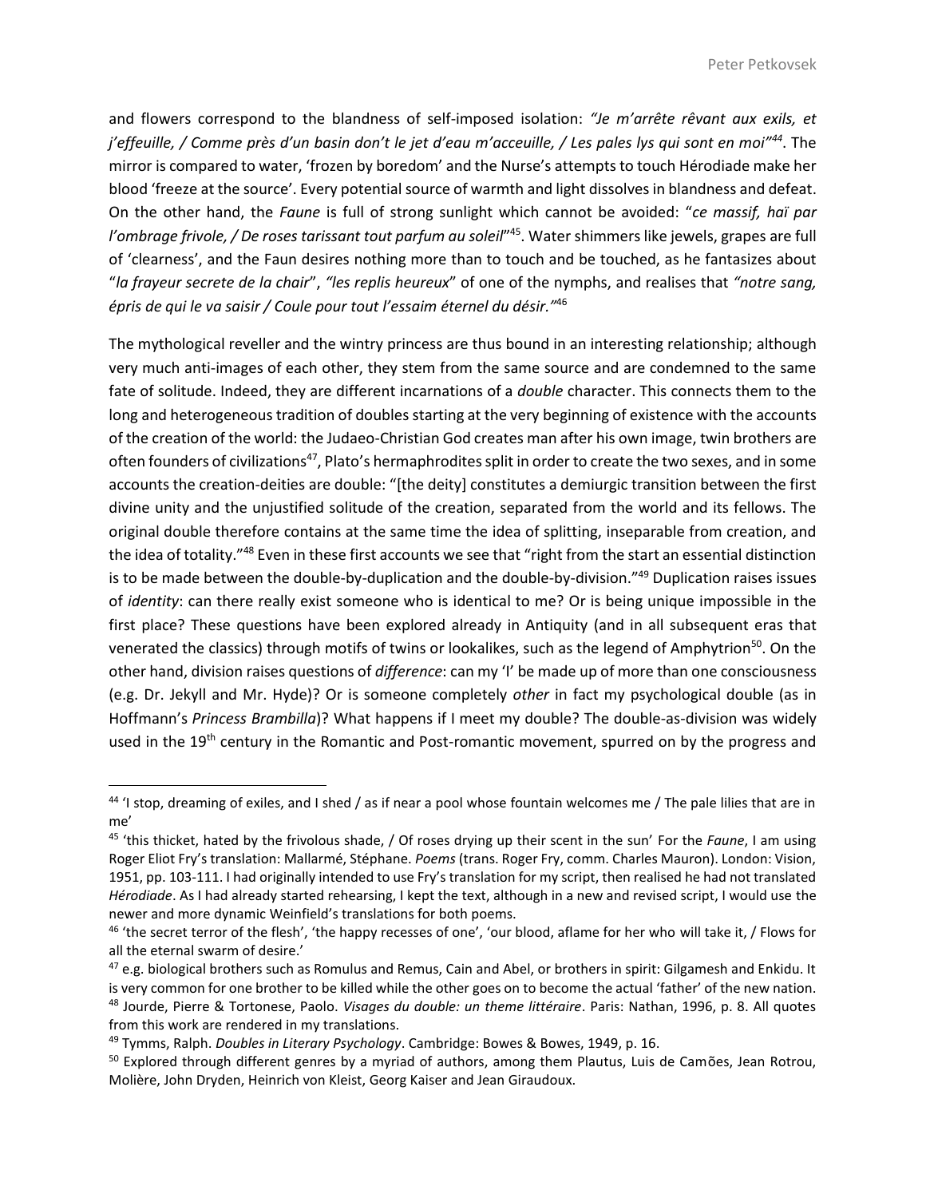and flowers correspond to the blandness of self-imposed isolation: *"Je m'arrête rêvant aux exils, et j'effeuille, / Comme près d'un basin don't le jet d'eau m'acceuille, / Les pales lys qui sont en moi"*[44]. The mirror is compared to water, 'frozen by boredom' and the Nurse's attempts to touch Hérodiade make her blood 'freeze at the source'. Every potential source of warmth and light dissolves in blandness and defeat. On the other hand, the *Faune* is full of strong sunlight which cannot be avoided: "*ce massif, haï par l'ombrage frivole, / De roses tarissant tout parfum au soleil*"[45]. Water shimmers like jewels, grapes are full of 'clearness', and the Faun desires nothing more than to touch and be touched, as he fantasizes about "*la frayeur secrete de la chair*", *"les replis heureux"* of one of the nymphs, and realises that *"notre sang, épris de qui le va saisir / Coule pour tout l'essaim éternel du désir."*[46]

The mythological reveller and the wintry princess are thus bound in an interesting relationship; although very much anti-images of each other, they stem from the same source and are condemned to the same fate of solitude. Indeed, they are different incarnations of a *double* character. This connects them to the long and heterogeneous tradition of doubles starting at the very beginning of existence with the accounts of the creation of the world: the Judaeo-Christian God creates man after his own image, twin brothers are often founders of civilizations[47], Plato's hermaphrodites split in order to create the two sexes, and in some accounts the creation-deities are double: "[the deity] constitutes a demiurgic transition between the first divine unity and the unjustified solitude of the creation, separated from the world and its fellows. The original double therefore contains at the same time the idea of splitting, inseparable from creation, and the idea of totality."[48] Even in these first accounts we see that "right from the start an essential distinction is to be made between the double-by-duplication and the double-by-division."[49] Duplication raises issues of *identity*: can there really exist someone who is identical to me? Or is being unique impossible in the first place? These questions have been explored already in Antiquity (and in all subsequent eras that venerated the classics) through motifs of twins or lookalikes, such as the legend of Amphytrion[50]. On the other hand, division raises questions of *difference*: can my 'I' be made up of more than one consciousness (e.g. Dr. Jekyll and Mr. Hyde)? Or is someone completely *other* in fact my psychological double (as in Hoffmann's *Princess Brambilla*)? What happens if I meet my double? The double-as-division was widely used in the 19th century in the Romantic and Post-romantic movement, spurred on by the progress and

---

[44] 'I stop, dreaming of exiles, and I shed / as if near a pool whose fountain welcomes me / The pale lilies that are in me'

[45] 'this thicket, hated by the frivolous shade, / Of roses drying up their scent in the sun' For the *Faune*, I am using Roger Eliot Fry's translation: Mallarmé, Stéphane. *Poems* (trans. Roger Fry, comm. Charles Mauron). London: Vision, 1951, pp. 103-111. I had originally intended to use Fry's translation for my script, then realised he had not translated *Hérodiade*. As I had already started rehearsing, I kept the text, although in a new and revised script, I would use the newer and more dynamic Weinfield's translations for both poems.

[46] 'the secret terror of the flesh', 'the happy recesses of one', 'our blood, aflame for her who will take it, / Flows for all the eternal swarm of desire.'

[47] e.g. biological brothers such as Romulus and Remus, Cain and Abel, or brothers in spirit: Gilgamesh and Enkidu. It is very common for one brother to be killed while the other goes on to become the actual 'father' of the new nation.

[48] Jourde, Pierre & Tortonese, Paolo. *Visages du double: un theme littéraire*. Paris: Nathan, 1996, p. 8. All quotes from this work are rendered in my translations.

[49] Tymms, Ralph. *Doubles in Literary Psychology*. Cambridge: Bowes & Bowes, 1949, p. 16.

[50] Explored through different genres by a myriad of authors, among them Plautus, Luis de Camões, Jean Rotrou, Molière, John Dryden, Heinrich von Kleist, Georg Kaiser and Jean Giraudoux.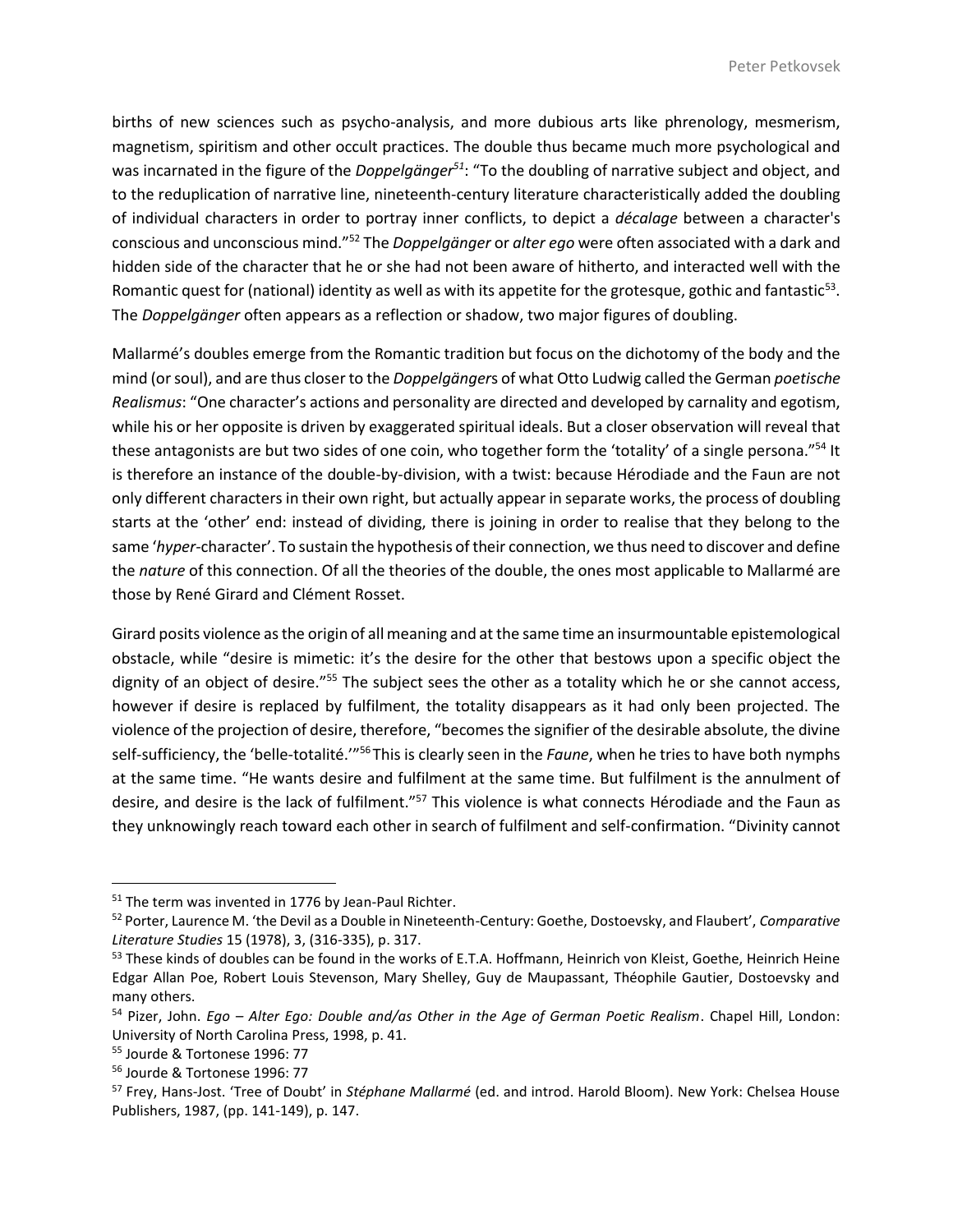births of new sciences such as psycho-analysis, and more dubious arts like phrenology, mesmerism, magnetism, spiritism and other occult practices. The double thus became much more psychological and was incarnated in the figure of the *Doppelgänger*[51]: "To the doubling of narrative subject and object, and to the reduplication of narrative line, nineteenth-century literature characteristically added the doubling of individual characters in order to portray inner conflicts, to depict a *décalage* between a character's conscious and unconscious mind."[52] The *Doppelgänger* or *alter ego* were often associated with a dark and hidden side of the character that he or she had not been aware of hitherto, and interacted well with the Romantic quest for (national) identity as well as with its appetite for the grotesque, gothic and fantastic[53]. The *Doppelgänger* often appears as a reflection or shadow, two major figures of doubling.

Mallarmé's doubles emerge from the Romantic tradition but focus on the dichotomy of the body and the mind (or soul), and are thus closer to the *Doppelgänger*s of what Otto Ludwig called the German *poetische Realismus*: "One character's actions and personality are directed and developed by carnality and egotism, while his or her opposite is driven by exaggerated spiritual ideals. But a closer observation will reveal that these antagonists are but two sides of one coin, who together form the 'totality' of a single persona."[54] It is therefore an instance of the double-by-division, with a twist: because Hérodiade and the Faun are not only different characters in their own right, but actually appear in separate works, the process of doubling starts at the 'other' end: instead of dividing, there is joining in order to realise that they belong to the same '*hyper*-character'. To sustain the hypothesis of their connection, we thus need to discover and define the *nature* of this connection. Of all the theories of the double, the ones most applicable to Mallarmé are those by René Girard and Clément Rosset.

Girard posits violence as the origin of all meaning and at the same time an insurmountable epistemological obstacle, while "desire is mimetic: it's the desire for the other that bestows upon a specific object the dignity of an object of desire."[55] The subject sees the other as a totality which he or she cannot access, however if desire is replaced by fulfilment, the totality disappears as it had only been projected. The violence of the projection of desire, therefore, "becomes the signifier of the desirable absolute, the divine self-sufficiency, the 'belle-totalité.'"[56] This is clearly seen in the *Faune*, when he tries to have both nymphs at the same time. "He wants desire and fulfilment at the same time. But fulfilment is the annulment of desire, and desire is the lack of fulfilment."[57] This violence is what connects Hérodiade and the Faun as they unknowingly reach toward each other in search of fulfilment and self-confirmation. "Divinity cannot

---

[51] The term was invented in 1776 by Jean-Paul Richter.

[52] Porter, Laurence M. 'the Devil as a Double in Nineteenth-Century: Goethe, Dostoevsky, and Flaubert', *Comparative Literature Studies* 15 (1978), 3, (316-335), p. 317.

[53] These kinds of doubles can be found in the works of E.T.A. Hoffmann, Heinrich von Kleist, Goethe, Heinrich Heine Edgar Allan Poe, Robert Louis Stevenson, Mary Shelley, Guy de Maupassant, Théophile Gautier, Dostoevsky and many others.

[54] Pizer, John. *Ego – Alter Ego: Double and/as Other in the Age of German Poetic Realism*. Chapel Hill, London: University of North Carolina Press, 1998, p. 41.

[55] Jourde & Tortonese 1996: 77

[56] Jourde & Tortonese 1996: 77

[57] Frey, Hans-Jost. 'Tree of Doubt' in *Stéphane Mallarmé* (ed. and introd. Harold Bloom). New York: Chelsea House Publishers, 1987, (pp. 141-149), p. 147.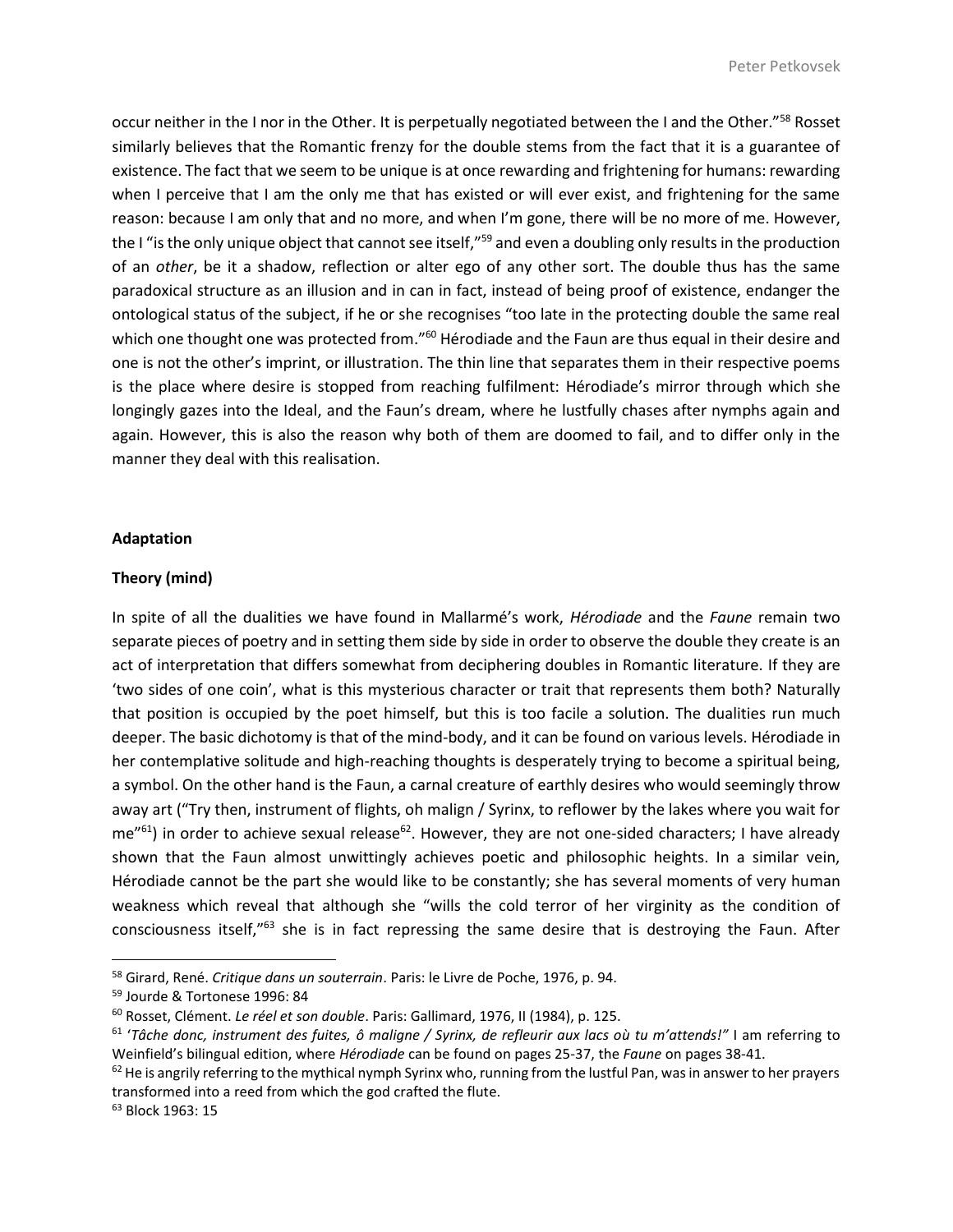occur neither in the I nor in the Other. It is perpetually negotiated between the I and the Other."[58] Rosset similarly believes that the Romantic frenzy for the double stems from the fact that it is a guarantee of existence. The fact that we seem to be unique is at once rewarding and frightening for humans: rewarding when I perceive that I am the only me that has existed or will ever exist, and frightening for the same reason: because I am only that and no more, and when I'm gone, there will be no more of me. However, the I "is the only unique object that cannot see itself,"[59] and even a doubling only results in the production of an *other*, be it a shadow, reflection or alter ego of any other sort. The double thus has the same paradoxical structure as an illusion and in can in fact, instead of being proof of existence, endanger the ontological status of the subject, if he or she recognises "too late in the protecting double the same real which one thought one was protected from."[60] Hérodiade and the Faun are thus equal in their desire and one is not the other's imprint, or illustration. The thin line that separates them in their respective poems is the place where desire is stopped from reaching fulfilment: Hérodiade's mirror through which she longingly gazes into the Ideal, and the Faun's dream, where he lustfully chases after nymphs again and again. However, this is also the reason why both of them are doomed to fail, and to differ only in the manner they deal with this realisation.

**Adaptation**

**Theory (mind)**

In spite of all the dualities we have found in Mallarmé's work, *Hérodiade* and the *Faune* remain two separate pieces of poetry and in setting them side by side in order to observe the double they create is an act of interpretation that differs somewhat from deciphering doubles in Romantic literature. If they are 'two sides of one coin', what is this mysterious character or trait that represents them both? Naturally that position is occupied by the poet himself, but this is too facile a solution. The dualities run much deeper. The basic dichotomy is that of the mind-body, and it can be found on various levels. Hérodiade in her contemplative solitude and high-reaching thoughts is desperately trying to become a spiritual being, a symbol. On the other hand is the Faun, a carnal creature of earthly desires who would seemingly throw away art ("Try then, instrument of flights, oh malign / Syrinx, to reflower by the lakes where you wait for me"[61]) in order to achieve sexual release[62]. However, they are not one-sided characters; I have already shown that the Faun almost unwittingly achieves poetic and philosophic heights. In a similar vein, Hérodiade cannot be the part she would like to be constantly; she has several moments of very human weakness which reveal that although she "wills the cold terror of her virginity as the condition of consciousness itself,"[63] she is in fact repressing the same desire that is destroying the Faun. After

---

[58] Girard, René. *Critique dans un souterrain*. Paris: le Livre de Poche, 1976, p. 94.

[59] Jourde & Tortonese 1996: 84

[60] Rosset, Clément. *Le réel et son double*. Paris: Gallimard, 1976, II (1984), p. 125.

[61] '*Tâche donc, instrument des fuites, ô maligne / Syrinx, de refleurir aux lacs où tu m'attends!"* I am referring to Weinfield's bilingual edition, where *Hérodiade* can be found on pages 25-37, the *Faune* on pages 38-41.

[62] He is angrily referring to the mythical nymph Syrinx who, running from the lustful Pan, was in answer to her prayers transformed into a reed from which the god crafted the flute.

[63] Block 1963: 15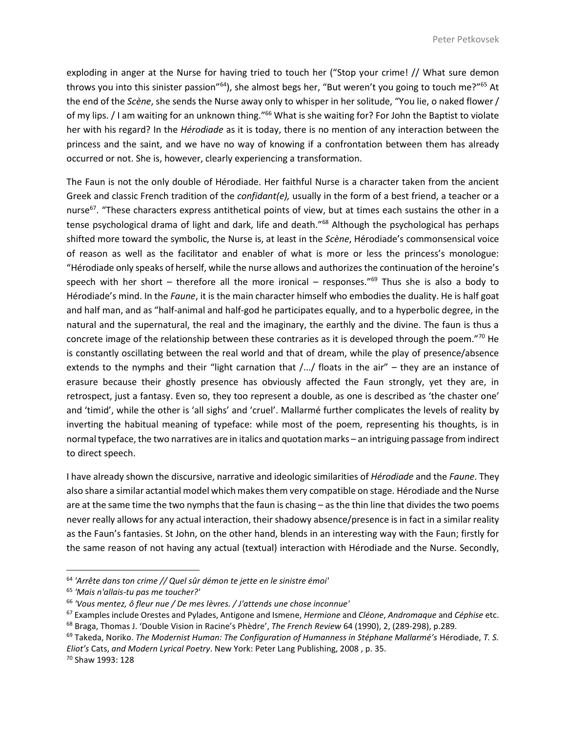exploding in anger at the Nurse for having tried to touch her ("Stop your crime! // What sure demon throws you into this sinister passion"[64]), she almost begs her, "But weren't you going to touch me?"[65] At the end of the *Scène*, she sends the Nurse away only to whisper in her solitude, "You lie, o naked flower / of my lips. / I am waiting for an unknown thing."[66] What is she waiting for? For John the Baptist to violate her with his regard? In the *Hérodiade* as it is today, there is no mention of any interaction between the princess and the saint, and we have no way of knowing if a confrontation between them has already occurred or not. She is, however, clearly experiencing a transformation.

The Faun is not the only double of Hérodiade. Her faithful Nurse is a character taken from the ancient Greek and classic French tradition of the *confidant(e),* usually in the form of a best friend, a teacher or a nurse[67]. "These characters express antithetical points of view, but at times each sustains the other in a tense psychological drama of light and dark, life and death."[68] Although the psychological has perhaps shifted more toward the symbolic, the Nurse is, at least in the *Scène*, Hérodiade's commonsensical voice of reason as well as the facilitator and enabler of what is more or less the princess's monologue: "Hérodiade only speaks of herself, while the nurse allows and authorizes the continuation of the heroine's speech with her short – therefore all the more ironical – responses."[69] Thus she is also a body to Hérodiade's mind. In the *Faune*, it is the main character himself who embodies the duality. He is half goat and half man, and as "half-animal and half-god he participates equally, and to a hyperbolic degree, in the natural and the supernatural, the real and the imaginary, the earthly and the divine. The faun is thus a concrete image of the relationship between these contraries as it is developed through the poem."[70] He is constantly oscillating between the real world and that of dream, while the play of presence/absence extends to the nymphs and their "light carnation that /.../ floats in the air" – they are an instance of erasure because their ghostly presence has obviously affected the Faun strongly, yet they are, in retrospect, just a fantasy. Even so, they too represent a double, as one is described as 'the chaster one' and 'timid', while the other is 'all sighs' and 'cruel'. Mallarmé further complicates the levels of reality by inverting the habitual meaning of typeface: while most of the poem, representing his thoughts, is in normal typeface, the two narratives are in italics and quotation marks – an intriguing passage from indirect to direct speech.

I have already shown the discursive, narrative and ideologic similarities of *Hérodiade* and the *Faune*. They also share a similar actantial model which makes them very compatible on stage. Hérodiade and the Nurse are at the same time the two nymphs that the faun is chasing – as the thin line that divides the two poems never really allows for any actual interaction, their shadowy absence/presence is in fact in a similar reality as the Faun's fantasies. St John, on the other hand, blends in an interesting way with the Faun; firstly for the same reason of not having any actual (textual) interaction with Hérodiade and the Nurse. Secondly,

---

[64] *'Arrête dans ton crime // Quel sûr démon te jette en le sinistre émoi'*

[65] *'Mais n'allais-tu pas me toucher?'*

[66] *'Vous mentez, ô fleur nue / De mes lèvres. / J'attends une chose inconnue'*

[67] Examples include Orestes and Pylades, Antigone and Ismene, *Hermione* and *Cléone*, *Andromaque* and *Céphise* etc.

[68] Braga, Thomas J. 'Double Vision in Racine's Phèdre', *The French Review* 64 (1990), 2, (289-298), p.289.

[69] Takeda, Noriko. *The Modernist Human: The Configuration of Humanness in Stéphane Mallarmé's* Hérodiade, *T. S. Eliot's* Cats, *and Modern Lyrical Poetry*. New York: Peter Lang Publishing, 2008 , p. 35.

[70] Shaw 1993: 128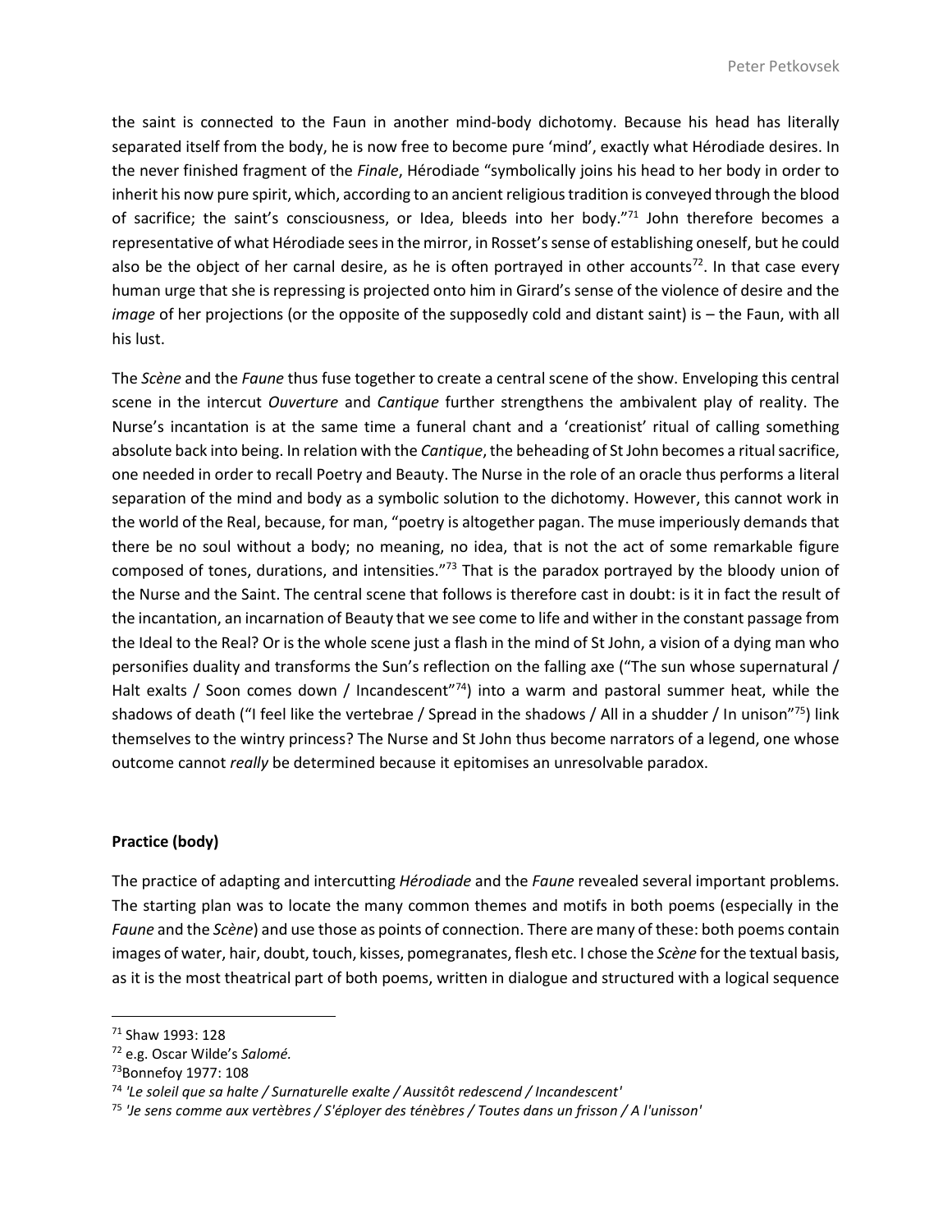the saint is connected to the Faun in another mind-body dichotomy. Because his head has literally separated itself from the body, he is now free to become pure 'mind', exactly what Hérodiade desires. In the never finished fragment of the *Finale*, Hérodiade "symbolically joins his head to her body in order to inherit his now pure spirit, which, according to an ancient religious tradition is conveyed through the blood of sacrifice; the saint's consciousness, or Idea, bleeds into her body."[71] John therefore becomes a representative of what Hérodiade sees in the mirror, in Rosset's sense of establishing oneself, but he could also be the object of her carnal desire, as he is often portrayed in other accounts[72]. In that case every human urge that she is repressing is projected onto him in Girard's sense of the violence of desire and the *image* of her projections (or the opposite of the supposedly cold and distant saint) is – the Faun, with all his lust.

The *Scène* and the *Faune* thus fuse together to create a central scene of the show. Enveloping this central scene in the intercut *Ouverture* and *Cantique* further strengthens the ambivalent play of reality. The Nurse's incantation is at the same time a funeral chant and a 'creationist' ritual of calling something absolute back into being. In relation with the *Cantique*, the beheading of St John becomes a ritual sacrifice, one needed in order to recall Poetry and Beauty. The Nurse in the role of an oracle thus performs a literal separation of the mind and body as a symbolic solution to the dichotomy. However, this cannot work in the world of the Real, because, for man, "poetry is altogether pagan. The muse imperiously demands that there be no soul without a body; no meaning, no idea, that is not the act of some remarkable figure composed of tones, durations, and intensities."[73] That is the paradox portrayed by the bloody union of the Nurse and the Saint. The central scene that follows is therefore cast in doubt: is it in fact the result of the incantation, an incarnation of Beauty that we see come to life and wither in the constant passage from the Ideal to the Real? Or is the whole scene just a flash in the mind of St John, a vision of a dying man who personifies duality and transforms the Sun's reflection on the falling axe ("The sun whose supernatural / Halt exalts / Soon comes down / Incandescent"[74]) into a warm and pastoral summer heat, while the shadows of death ("I feel like the vertebrae / Spread in the shadows / All in a shudder / In unison"[75]) link themselves to the wintry princess? The Nurse and St John thus become narrators of a legend, one whose outcome cannot *really* be determined because it epitomises an unresolvable paradox.

**Practice (body)**

The practice of adapting and intercutting *Hérodiade* and the *Faune* revealed several important problems. The starting plan was to locate the many common themes and motifs in both poems (especially in the *Faune* and the *Scène*) and use those as points of connection. There are many of these: both poems contain images of water, hair, doubt, touch, kisses, pomegranates, flesh etc. I chose the *Scène* for the textual basis, as it is the most theatrical part of both poems, written in dialogue and structured with a logical sequence

---

[71] Shaw 1993: 128

[72] e.g. Oscar Wilde's *Salomé.*

[73] Bonnefoy 1977: 108

[74] *'Le soleil que sa halte / Surnaturelle exalte / Aussitôt redescend / Incandescent'*

[75] *'Je sens comme aux vertèbres / S'éployer des ténèbres / Toutes dans un frisson / A l'unisson'*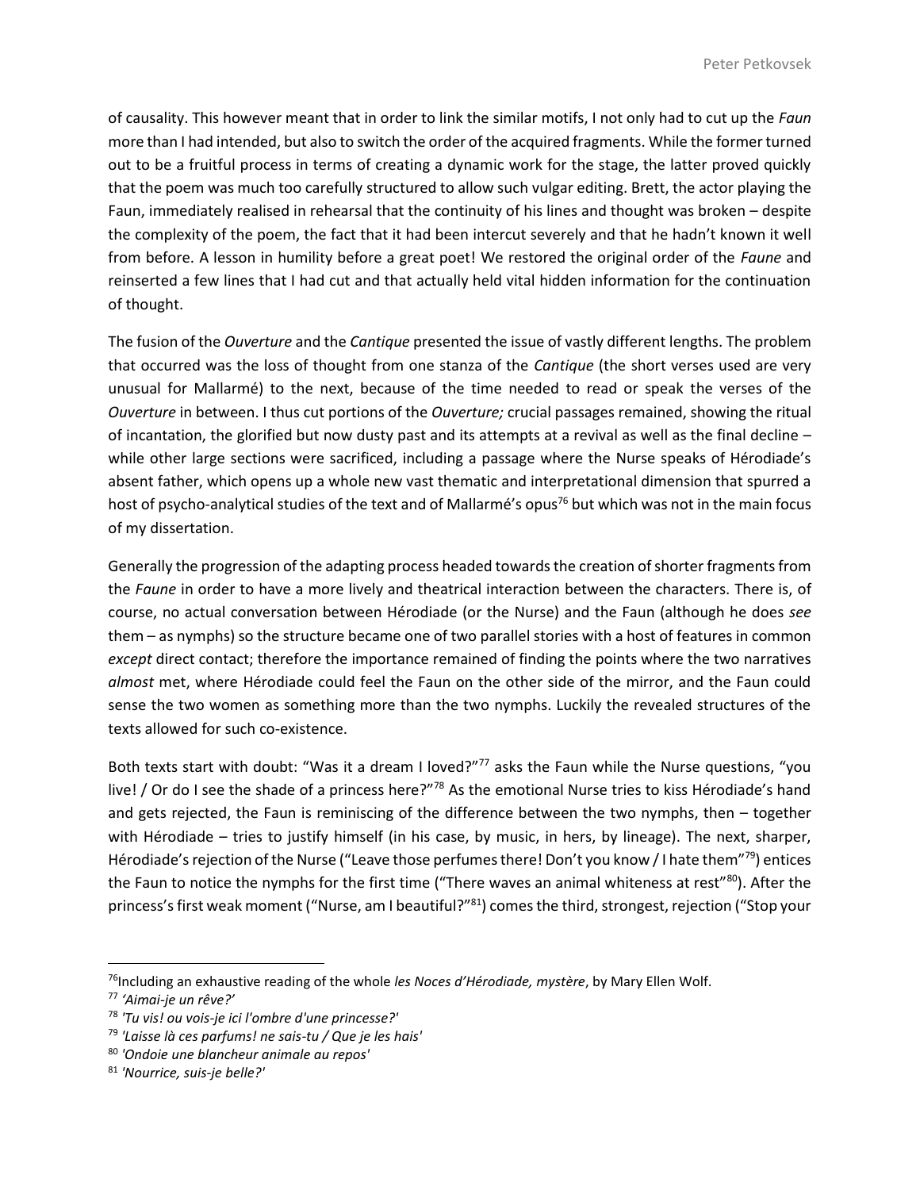of causality. This however meant that in order to link the similar motifs, I not only had to cut up the *Faun* more than I had intended, but also to switch the order of the acquired fragments. While the former turned out to be a fruitful process in terms of creating a dynamic work for the stage, the latter proved quickly that the poem was much too carefully structured to allow such vulgar editing. Brett, the actor playing the Faun, immediately realised in rehearsal that the continuity of his lines and thought was broken – despite the complexity of the poem, the fact that it had been intercut severely and that he hadn't known it well from before. A lesson in humility before a great poet! We restored the original order of the *Faune* and reinserted a few lines that I had cut and that actually held vital hidden information for the continuation of thought.

The fusion of the *Ouverture* and the *Cantique* presented the issue of vastly different lengths. The problem that occurred was the loss of thought from one stanza of the *Cantique* (the short verses used are very unusual for Mallarmé) to the next, because of the time needed to read or speak the verses of the *Ouverture* in between. I thus cut portions of the *Ouverture;* crucial passages remained, showing the ritual of incantation, the glorified but now dusty past and its attempts at a revival as well as the final decline – while other large sections were sacrificed, including a passage where the Nurse speaks of Hérodiade's absent father, which opens up a whole new vast thematic and interpretational dimension that spurred a host of psycho-analytical studies of the text and of Mallarmé's opus[76] but which was not in the main focus of my dissertation.

Generally the progression of the adapting process headed towards the creation of shorter fragments from the *Faune* in order to have a more lively and theatrical interaction between the characters. There is, of course, no actual conversation between Hérodiade (or the Nurse) and the Faun (although he does *see* them – as nymphs) so the structure became one of two parallel stories with a host of features in common *except* direct contact; therefore the importance remained of finding the points where the two narratives *almost* met, where Hérodiade could feel the Faun on the other side of the mirror, and the Faun could sense the two women as something more than the two nymphs. Luckily the revealed structures of the texts allowed for such co-existence.

Both texts start with doubt: "Was it a dream I loved?"[77] asks the Faun while the Nurse questions, "you live! / Or do I see the shade of a princess here?"[78] As the emotional Nurse tries to kiss Hérodiade's hand and gets rejected, the Faun is reminiscing of the difference between the two nymphs, then – together with Hérodiade – tries to justify himself (in his case, by music, in hers, by lineage). The next, sharper, Hérodiade's rejection of the Nurse ("Leave those perfumes there! Don't you know / I hate them"[79]) entices the Faun to notice the nymphs for the first time ("There waves an animal whiteness at rest"[80]). After the princess's first weak moment ("Nurse, am I beautiful?"[81]) comes the third, strongest, rejection ("Stop your

---

[76] Including an exhaustive reading of the whole *les Noces d'Hérodiade, mystère*, by Mary Ellen Wolf.

[77] *'Aimai-je un rêve?'*

[78] *'Tu vis! ou vois-je ici l'ombre d'une princesse?'*

[79] *'Laisse là ces parfums! ne sais-tu / Que je les hais'*

[80] *'Ondoie une blancheur animale au repos'*

[81] *'Nourrice, suis-je belle?'*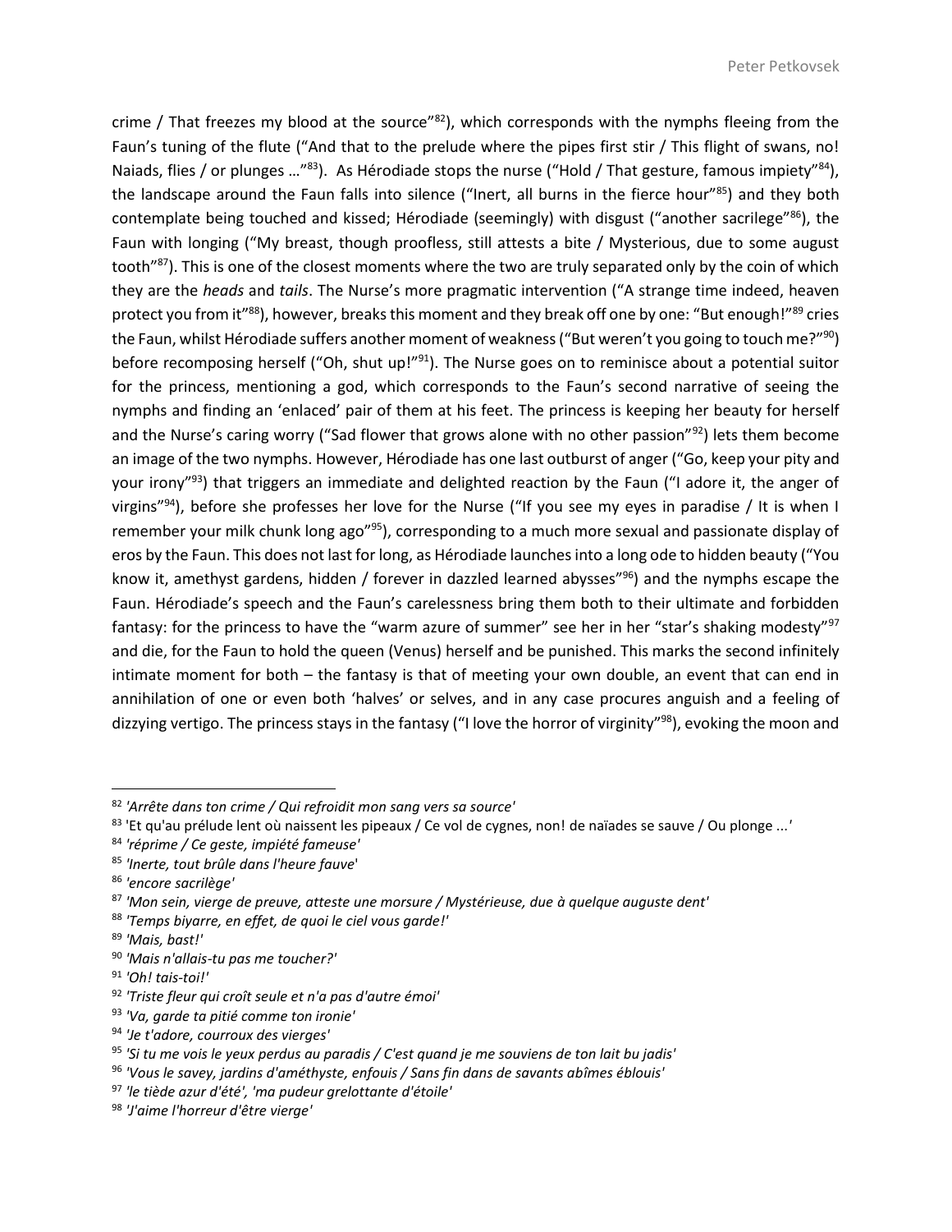crime / That freezes my blood at the source"[82]), which corresponds with the nymphs fleeing from the Faun's tuning of the flute ("And that to the prelude where the pipes first stir / This flight of swans, no! Naiads, flies / or plunges …"[83]). As Hérodiade stops the nurse ("Hold / That gesture, famous impiety"[84]), the landscape around the Faun falls into silence ("Inert, all burns in the fierce hour"[85]) and they both contemplate being touched and kissed; Hérodiade (seemingly) with disgust ("another sacrilege"[86]), the Faun with longing ("My breast, though proofless, still attests a bite / Mysterious, due to some august tooth"[87]). This is one of the closest moments where the two are truly separated only by the coin of which they are the *heads* and *tails*. The Nurse's more pragmatic intervention ("A strange time indeed, heaven protect you from it"[88]), however, breaks this moment and they break off one by one: "But enough!"[89] cries the Faun, whilst Hérodiade suffers another moment of weakness ("But weren't you going to touch me?"[90]) before recomposing herself ("Oh, shut up!"[91]). The Nurse goes on to reminisce about a potential suitor for the princess, mentioning a god, which corresponds to the Faun's second narrative of seeing the nymphs and finding an 'enlaced' pair of them at his feet. The princess is keeping her beauty for herself and the Nurse's caring worry ("Sad flower that grows alone with no other passion"[92]) lets them become an image of the two nymphs. However, Hérodiade has one last outburst of anger ("Go, keep your pity and your irony"[93]) that triggers an immediate and delighted reaction by the Faun ("I adore it, the anger of virgins"[94]), before she professes her love for the Nurse ("If you see my eyes in paradise / It is when I remember your milk chunk long ago"[95]), corresponding to a much more sexual and passionate display of eros by the Faun. This does not last for long, as Hérodiade launches into a long ode to hidden beauty ("You know it, amethyst gardens, hidden / forever in dazzled learned abysses"[96]) and the nymphs escape the Faun. Hérodiade's speech and the Faun's carelessness bring them both to their ultimate and forbidden fantasy: for the princess to have the "warm azure of summer" see her in her "star's shaking modesty"[97] and die, for the Faun to hold the queen (Venus) herself and be punished. This marks the second infinitely intimate moment for both – the fantasy is that of meeting your own double, an event that can end in annihilation of one or even both 'halves' or selves, and in any case procures anguish and a feeling of dizzying vertigo. The princess stays in the fantasy ("I love the horror of virginity"[98]), evoking the moon and

---

[82] *'Arrête dans ton crime / Qui refroidit mon sang vers sa source'*

[83] 'Et qu'au prélude lent où naissent les pipeaux / Ce vol de cygnes, non! de naïades se sauve / Ou plonge ...'

[84] *'réprime / Ce geste, impiété fameuse'*

[85] *'Inerte, tout brûle dans l'heure fauve'*

[86] *'encore sacrilège'*

[87] *'Mon sein, vierge de preuve, atteste une morsure / Mystérieuse, due à quelque auguste dent'*

[88] *'Temps biyarre, en effet, de quoi le ciel vous garde!'*

[89] *'Mais, bast!'*

[90] *'Mais n'allais-tu pas me toucher?'*

[91] *'Oh! tais-toi!'*

[92] *'Triste fleur qui croît seule et n'a pas d'autre émoi'*

[93] *'Va, garde ta pitié comme ton ironie'*

[94] *'Je t'adore, courroux des vierges'*

[95] *'Si tu me vois le yeux perdus au paradis / C'est quand je me souviens de ton lait bu jadis'*

[96] *'Vous le savey, jardins d'améthyste, enfouis / Sans fin dans de savants abîmes éblouis'*

[97] *'le tiède azur d'été', 'ma pudeur grelottante d'étoile'*

[98] *'J'aime l'horreur d'être vierge'*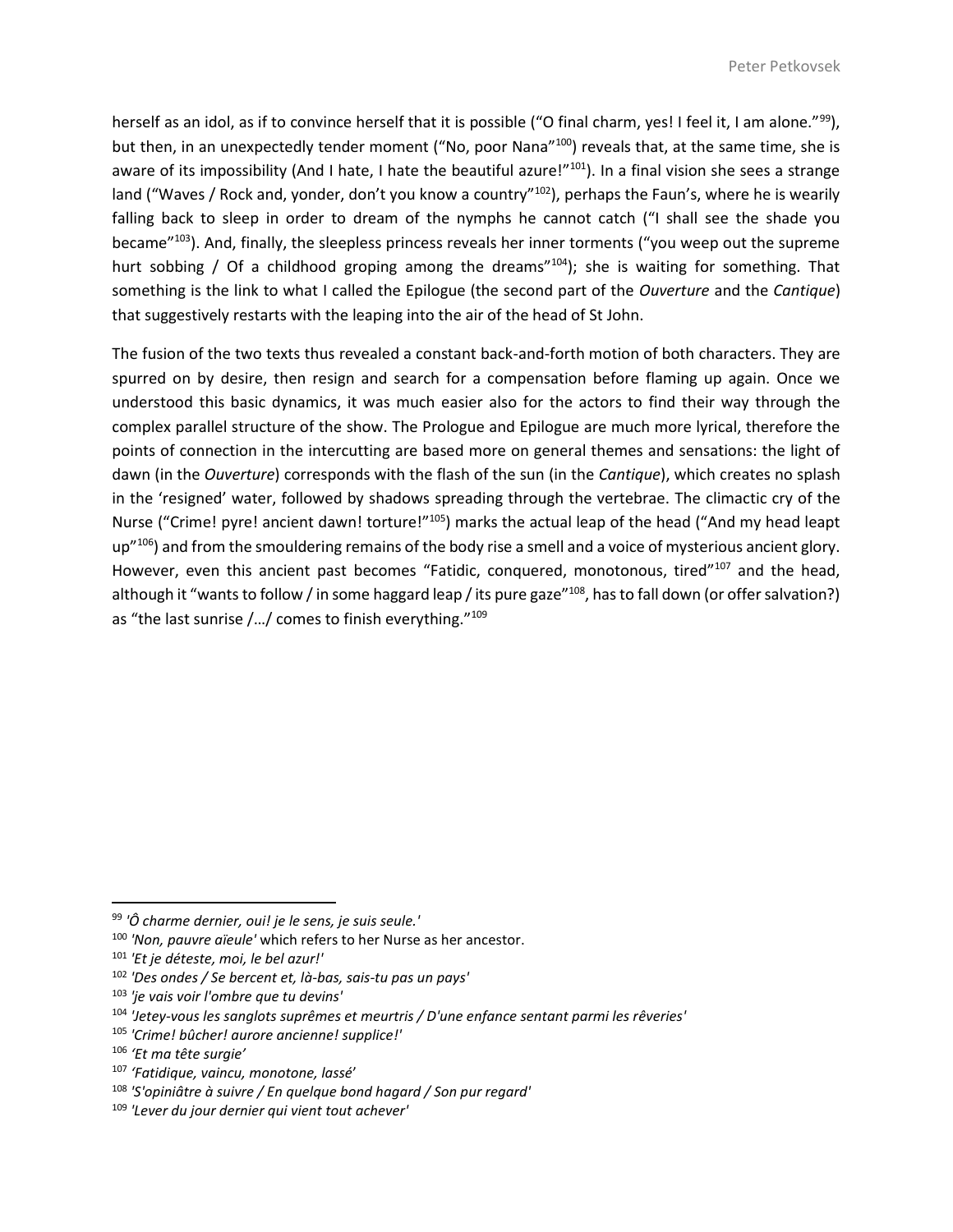herself as an idol, as if to convince herself that it is possible ("O final charm, yes! I feel it, I am alone."[99]), but then, in an unexpectedly tender moment ("No, poor Nana"[100]) reveals that, at the same time, she is aware of its impossibility (And I hate, I hate the beautiful azure!"[101]). In a final vision she sees a strange land ("Waves / Rock and, yonder, don't you know a country"[102]), perhaps the Faun's, where he is wearily falling back to sleep in order to dream of the nymphs he cannot catch ("I shall see the shade you became"[103]). And, finally, the sleepless princess reveals her inner torments ("you weep out the supreme hurt sobbing / Of a childhood groping among the dreams"[104]); she is waiting for something. That something is the link to what I called the Epilogue (the second part of the *Ouverture* and the *Cantique*) that suggestively restarts with the leaping into the air of the head of St John.

The fusion of the two texts thus revealed a constant back-and-forth motion of both characters. They are spurred on by desire, then resign and search for a compensation before flaming up again. Once we understood this basic dynamics, it was much easier also for the actors to find their way through the complex parallel structure of the show. The Prologue and Epilogue are much more lyrical, therefore the points of connection in the intercutting are based more on general themes and sensations: the light of dawn (in the *Ouverture*) corresponds with the flash of the sun (in the *Cantique*), which creates no splash in the 'resigned' water, followed by shadows spreading through the vertebrae. The climactic cry of the Nurse ("Crime! pyre! ancient dawn! torture!"[105]) marks the actual leap of the head ("And my head leapt up"[106]) and from the smouldering remains of the body rise a smell and a voice of mysterious ancient glory. However, even this ancient past becomes "Fatidic, conquered, monotonous, tired"[107] and the head, although it "wants to follow / in some haggard leap / its pure gaze"[108], has to fall down (or offer salvation?) as "the last sunrise /…/ comes to finish everything."[109]

---

[99] *'Ô charme dernier, oui! je le sens, je suis seule.'*

[100] *'Non, pauvre aïeule'* which refers to her Nurse as her ancestor.

[101] *'Et je déteste, moi, le bel azur!'*

[102] *'Des ondes / Se bercent et, là-bas, sais-tu pas un pays'*

[103] *'je vais voir l'ombre que tu devins'*

[104] *'Jetey-vous les sanglots suprêmes et meurtris / D'une enfance sentant parmi les rêveries'*

[105] *'Crime! bûcher! aurore ancienne! supplice!'*

[106] *'Et ma tête surgie'*

[107] *'Fatidique, vaincu, monotone, lassé'*

[108] *'S'opiniâtre à suivre / En quelque bond hagard / Son pur regard'*

[109] *'Lever du jour dernier qui vient tout achever'*